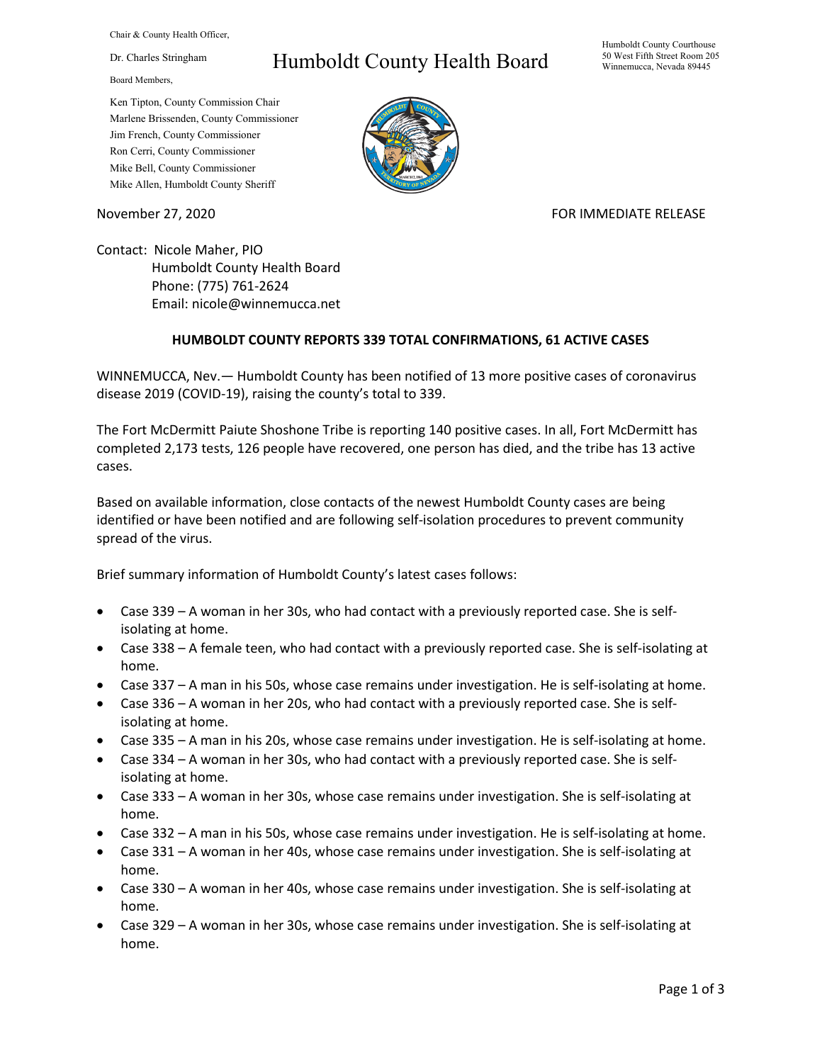Chair & County Health Officer,

Dr. Charles Stringham

Board Members,

Ken Tipton, County Commission Chair
Marlene Brissenden, County Commissioner
Jim French, County Commissioner
Ron Cerri, County Commissioner
Mike Bell, County Commissioner
Mike Allen, Humboldt County Sheriff

# Humboldt County Health Board

Humboldt County Courthouse
50 West Fifth Street Room 205
Winnemucca, Nevada 89445

November 27, 2020

FOR IMMEDIATE RELEASE

Contact: Nicole Maher, PIO
Humboldt County Health Board
Phone: (775) 761-2624
Email: nicole@winnemucca.net

**HUMBOLDT COUNTY REPORTS 339 TOTAL CONFIRMATIONS, 61 ACTIVE CASES**

WINNEMUCCA, Nev.— Humboldt County has been notified of 13 more positive cases of coronavirus disease 2019 (COVID-19), raising the county's total to 339.

The Fort McDermitt Paiute Shoshone Tribe is reporting 140 positive cases. In all, Fort McDermitt has completed 2,173 tests, 126 people have recovered, one person has died, and the tribe has 13 active cases.

Based on available information, close contacts of the newest Humboldt County cases are being identified or have been notified and are following self-isolation procedures to prevent community spread of the virus.

Brief summary information of Humboldt County's latest cases follows:

- Case 339 – A woman in her 30s, who had contact with a previously reported case. She is self-isolating at home.
- Case 338 – A female teen, who had contact with a previously reported case. She is self-isolating at home.
- Case 337 – A man in his 50s, whose case remains under investigation. He is self-isolating at home.
- Case 336 – A woman in her 20s, who had contact with a previously reported case. She is self-isolating at home.
- Case 335 – A man in his 20s, whose case remains under investigation. He is self-isolating at home.
- Case 334 – A woman in her 30s, who had contact with a previously reported case. She is self-isolating at home.
- Case 333 – A woman in her 30s, whose case remains under investigation. She is self-isolating at home.
- Case 332 – A man in his 50s, whose case remains under investigation. He is self-isolating at home.
- Case 331 – A woman in her 40s, whose case remains under investigation. She is self-isolating at home.
- Case 330 – A woman in her 40s, whose case remains under investigation. She is self-isolating at home.
- Case 329 – A woman in her 30s, whose case remains under investigation. She is self-isolating at home.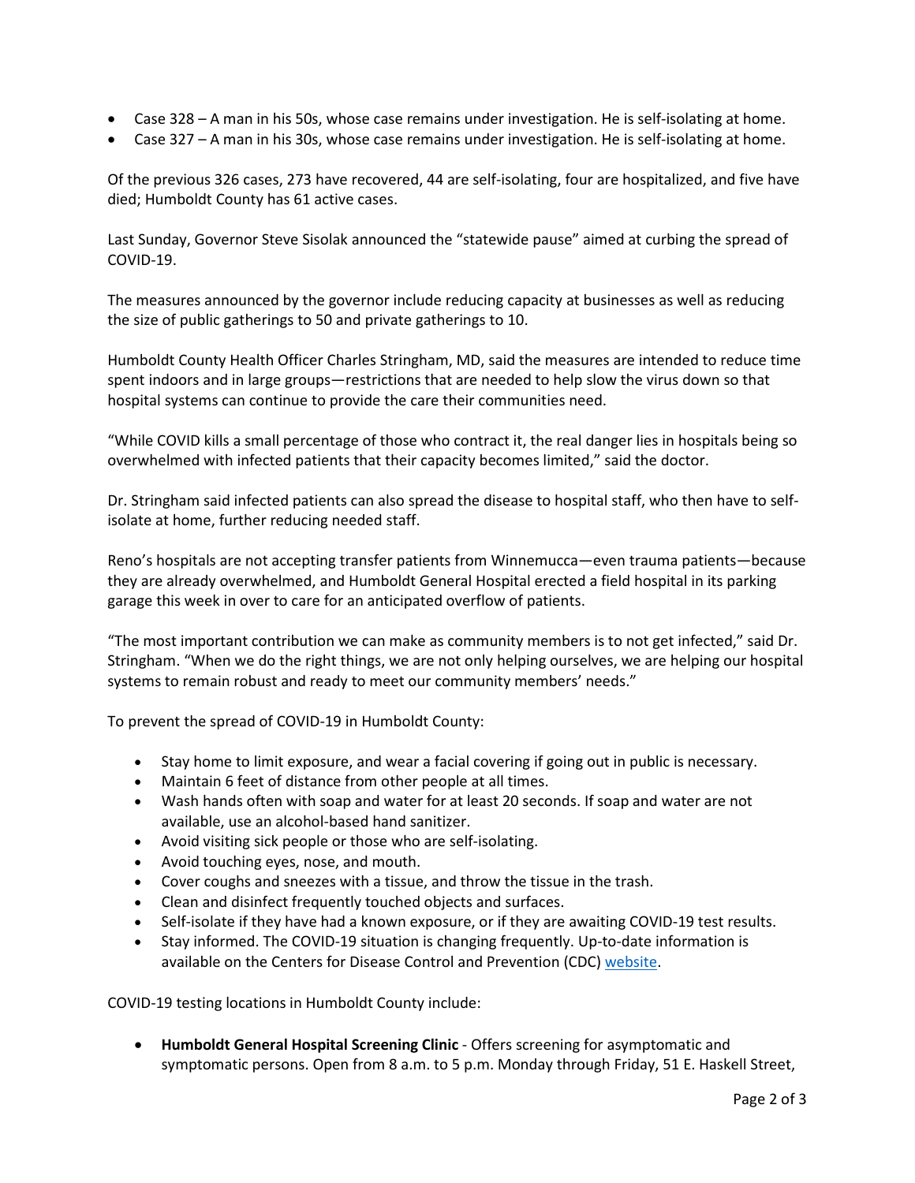- Case 328 – A man in his 50s, whose case remains under investigation. He is self-isolating at home.
- Case 327 – A man in his 30s, whose case remains under investigation. He is self-isolating at home.

Of the previous 326 cases, 273 have recovered, 44 are self-isolating, four are hospitalized, and five have died; Humboldt County has 61 active cases.

Last Sunday, Governor Steve Sisolak announced the "statewide pause" aimed at curbing the spread of COVID-19.

The measures announced by the governor include reducing capacity at businesses as well as reducing the size of public gatherings to 50 and private gatherings to 10.

Humboldt County Health Officer Charles Stringham, MD, said the measures are intended to reduce time spent indoors and in large groups—restrictions that are needed to help slow the virus down so that hospital systems can continue to provide the care their communities need.

"While COVID kills a small percentage of those who contract it, the real danger lies in hospitals being so overwhelmed with infected patients that their capacity becomes limited," said the doctor.

Dr. Stringham said infected patients can also spread the disease to hospital staff, who then have to self-isolate at home, further reducing needed staff.

Reno's hospitals are not accepting transfer patients from Winnemucca—even trauma patients—because they are already overwhelmed, and Humboldt General Hospital erected a field hospital in its parking garage this week in over to care for an anticipated overflow of patients.

"The most important contribution we can make as community members is to not get infected," said Dr. Stringham. "When we do the right things, we are not only helping ourselves, we are helping our hospital systems to remain robust and ready to meet our community members' needs."

To prevent the spread of COVID-19 in Humboldt County:

- Stay home to limit exposure, and wear a facial covering if going out in public is necessary.
- Maintain 6 feet of distance from other people at all times.
- Wash hands often with soap and water for at least 20 seconds. If soap and water are not available, use an alcohol-based hand sanitizer.
- Avoid visiting sick people or those who are self-isolating.
- Avoid touching eyes, nose, and mouth.
- Cover coughs and sneezes with a tissue, and throw the tissue in the trash.
- Clean and disinfect frequently touched objects and surfaces.
- Self-isolate if they have had a known exposure, or if they are awaiting COVID-19 test results.
- Stay informed. The COVID-19 situation is changing frequently. Up-to-date information is available on the Centers for Disease Control and Prevention (CDC) website.

COVID-19 testing locations in Humboldt County include:

- **Humboldt General Hospital Screening Clinic** - Offers screening for asymptomatic and symptomatic persons. Open from 8 a.m. to 5 p.m. Monday through Friday, 51 E. Haskell Street,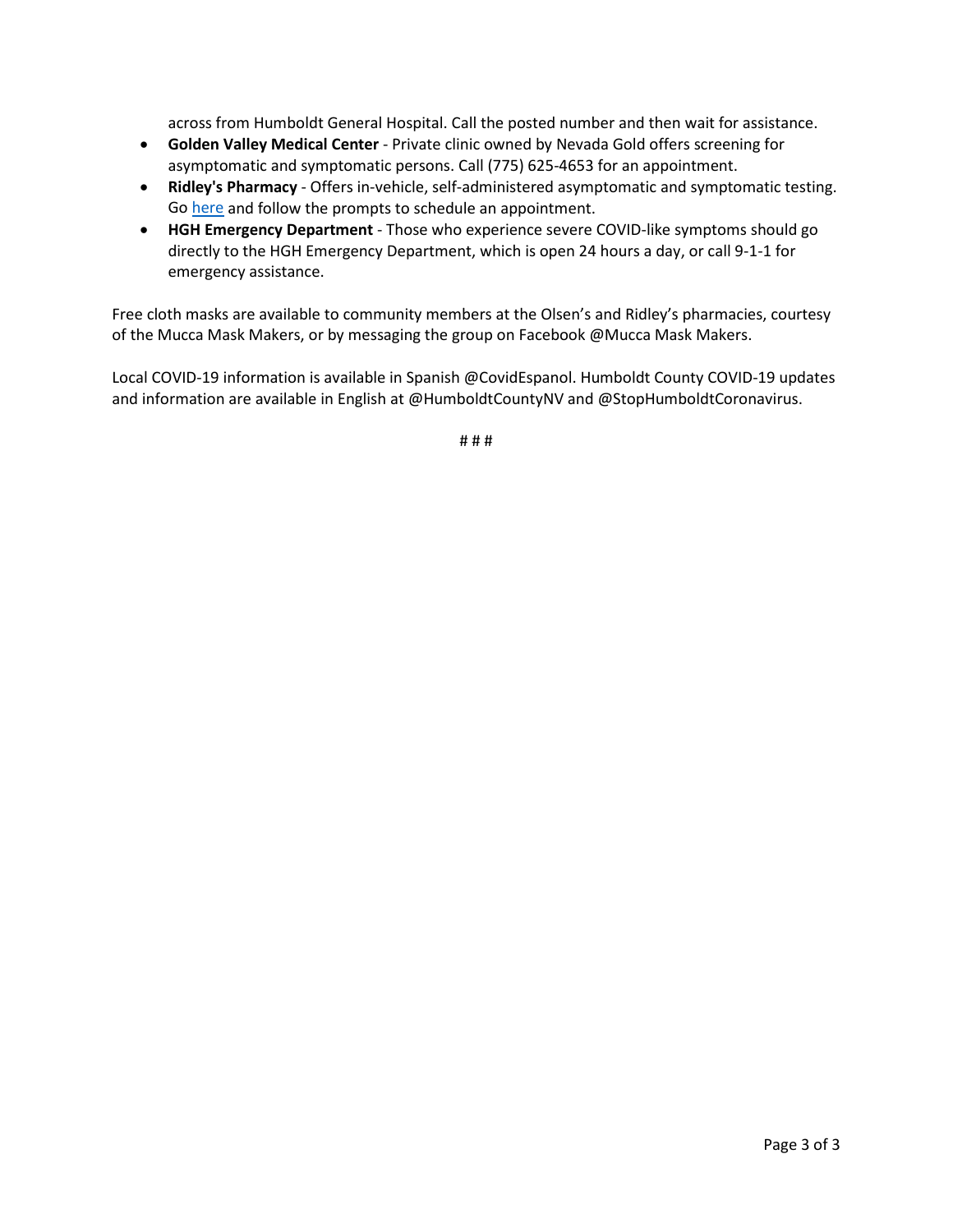across from Humboldt General Hospital. Call the posted number and then wait for assistance.

- **Golden Valley Medical Center** - Private clinic owned by Nevada Gold offers screening for asymptomatic and symptomatic persons. Call (775) 625-4653 for an appointment.
- **Ridley's Pharmacy** - Offers in-vehicle, self-administered asymptomatic and symptomatic testing. Go here and follow the prompts to schedule an appointment.
- **HGH Emergency Department** - Those who experience severe COVID-like symptoms should go directly to the HGH Emergency Department, which is open 24 hours a day, or call 9-1-1 for emergency assistance.

Free cloth masks are available to community members at the Olsen's and Ridley's pharmacies, courtesy of the Mucca Mask Makers, or by messaging the group on Facebook @Mucca Mask Makers.

Local COVID-19 information is available in Spanish @CovidEspanol. Humboldt County COVID-19 updates and information are available in English at @HumboldtCountyNV and @StopHumboldtCoronavirus.

# # #